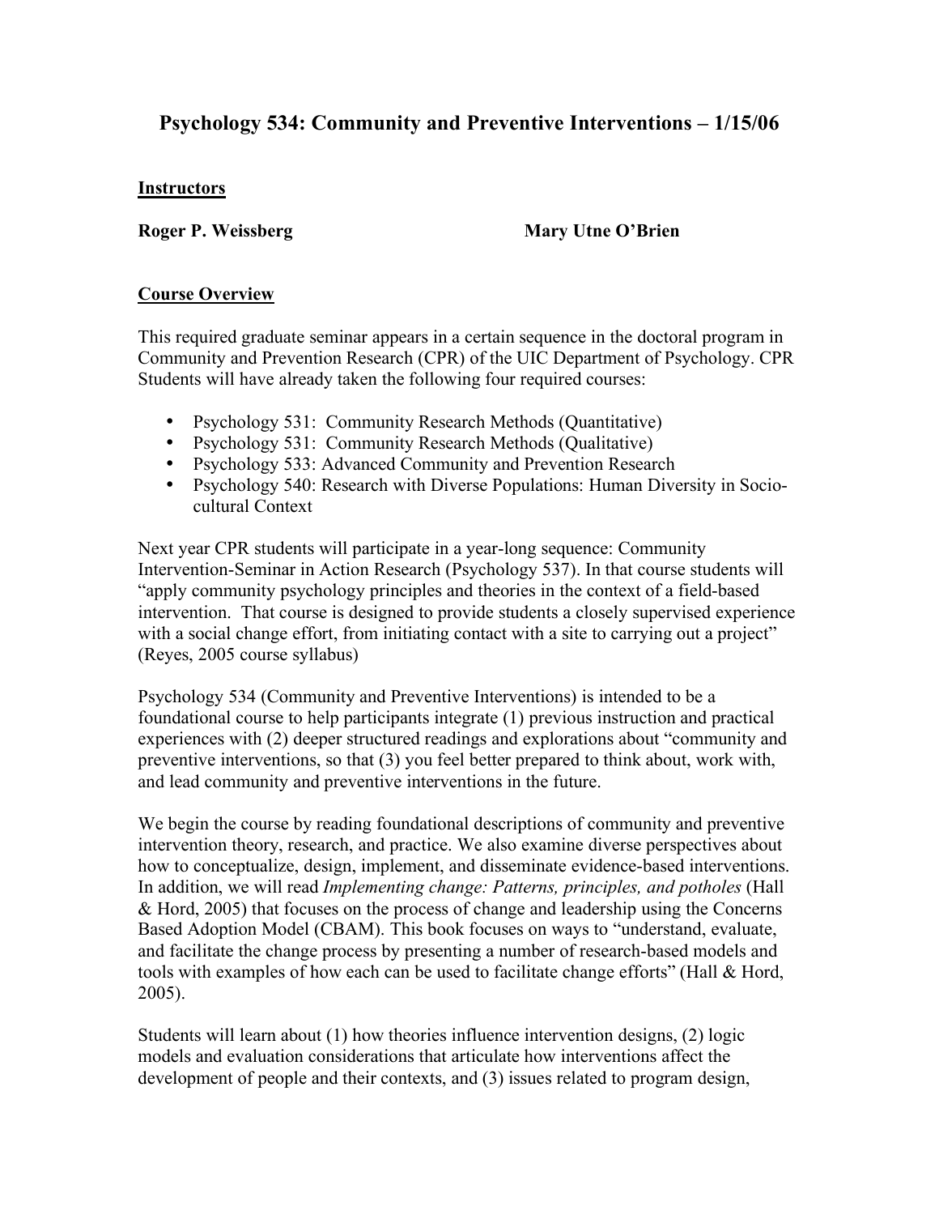# Psychology 534: Community and Preventive Interventions – 1/15/06

## Instructors

**Roger P. Weissberg** **Mary Utne O'Brien**

## Course Overview

This required graduate seminar appears in a certain sequence in the doctoral program in Community and Prevention Research (CPR) of the UIC Department of Psychology. CPR Students will have already taken the following four required courses:

- Psychology 531: Community Research Methods (Quantitative)
- Psychology 531: Community Research Methods (Qualitative)
- Psychology 533: Advanced Community and Prevention Research
- Psychology 540: Research with Diverse Populations: Human Diversity in Socio-cultural Context

Next year CPR students will participate in a year-long sequence: Community Intervention-Seminar in Action Research (Psychology 537). In that course students will "apply community psychology principles and theories in the context of a field-based intervention. That course is designed to provide students a closely supervised experience with a social change effort, from initiating contact with a site to carrying out a project" (Reyes, 2005 course syllabus)

Psychology 534 (Community and Preventive Interventions) is intended to be a foundational course to help participants integrate (1) previous instruction and practical experiences with (2) deeper structured readings and explorations about "community and preventive interventions, so that (3) you feel better prepared to think about, work with, and lead community and preventive interventions in the future.

We begin the course by reading foundational descriptions of community and preventive intervention theory, research, and practice. We also examine diverse perspectives about how to conceptualize, design, implement, and disseminate evidence-based interventions. In addition, we will read *Implementing change: Patterns, principles, and potholes* (Hall & Hord, 2005) that focuses on the process of change and leadership using the Concerns Based Adoption Model (CBAM). This book focuses on ways to "understand, evaluate, and facilitate the change process by presenting a number of research-based models and tools with examples of how each can be used to facilitate change efforts" (Hall & Hord, 2005).

Students will learn about (1) how theories influence intervention designs, (2) logic models and evaluation considerations that articulate how interventions affect the development of people and their contexts, and (3) issues related to program design,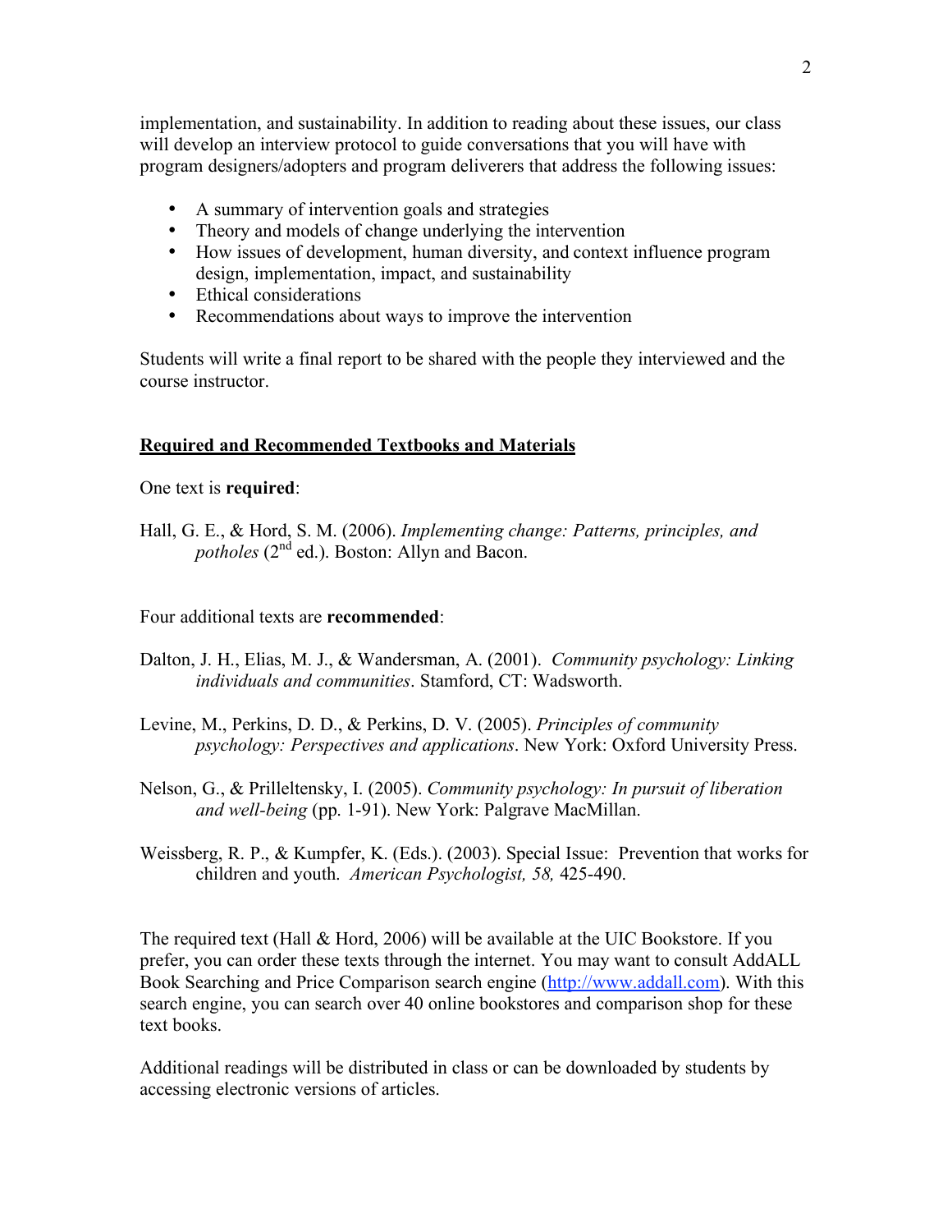implementation, and sustainability. In addition to reading about these issues, our class will develop an interview protocol to guide conversations that you will have with program designers/adopters and program deliverers that address the following issues:

- A summary of intervention goals and strategies
- Theory and models of change underlying the intervention
- How issues of development, human diversity, and context influence program design, implementation, impact, and sustainability
- Ethical considerations
- Recommendations about ways to improve the intervention

Students will write a final report to be shared with the people they interviewed and the course instructor.

## Required and Recommended Textbooks and Materials

One text is **required**:

Hall, G. E., & Hord, S. M. (2006). *Implementing change: Patterns, principles, and potholes* (2nd ed.). Boston: Allyn and Bacon.

Four additional texts are **recommended**:

Dalton, J. H., Elias, M. J., & Wandersman, A. (2001). *Community psychology: Linking individuals and communities*. Stamford, CT: Wadsworth.

Levine, M., Perkins, D. D., & Perkins, D. V. (2005). *Principles of community psychology: Perspectives and applications*. New York: Oxford University Press.

Nelson, G., & Prilleltensky, I. (2005). *Community psychology: In pursuit of liberation and well-being* (pp. 1-91). New York: Palgrave MacMillan.

Weissberg, R. P., & Kumpfer, K. (Eds.). (2003). Special Issue: Prevention that works for children and youth. *American Psychologist, 58,* 425-490.

The required text (Hall & Hord, 2006) will be available at the UIC Bookstore. If you prefer, you can order these texts through the internet. You may want to consult AddALL Book Searching and Price Comparison search engine (http://www.addall.com). With this search engine, you can search over 40 online bookstores and comparison shop for these text books.

Additional readings will be distributed in class or can be downloaded by students by accessing electronic versions of articles.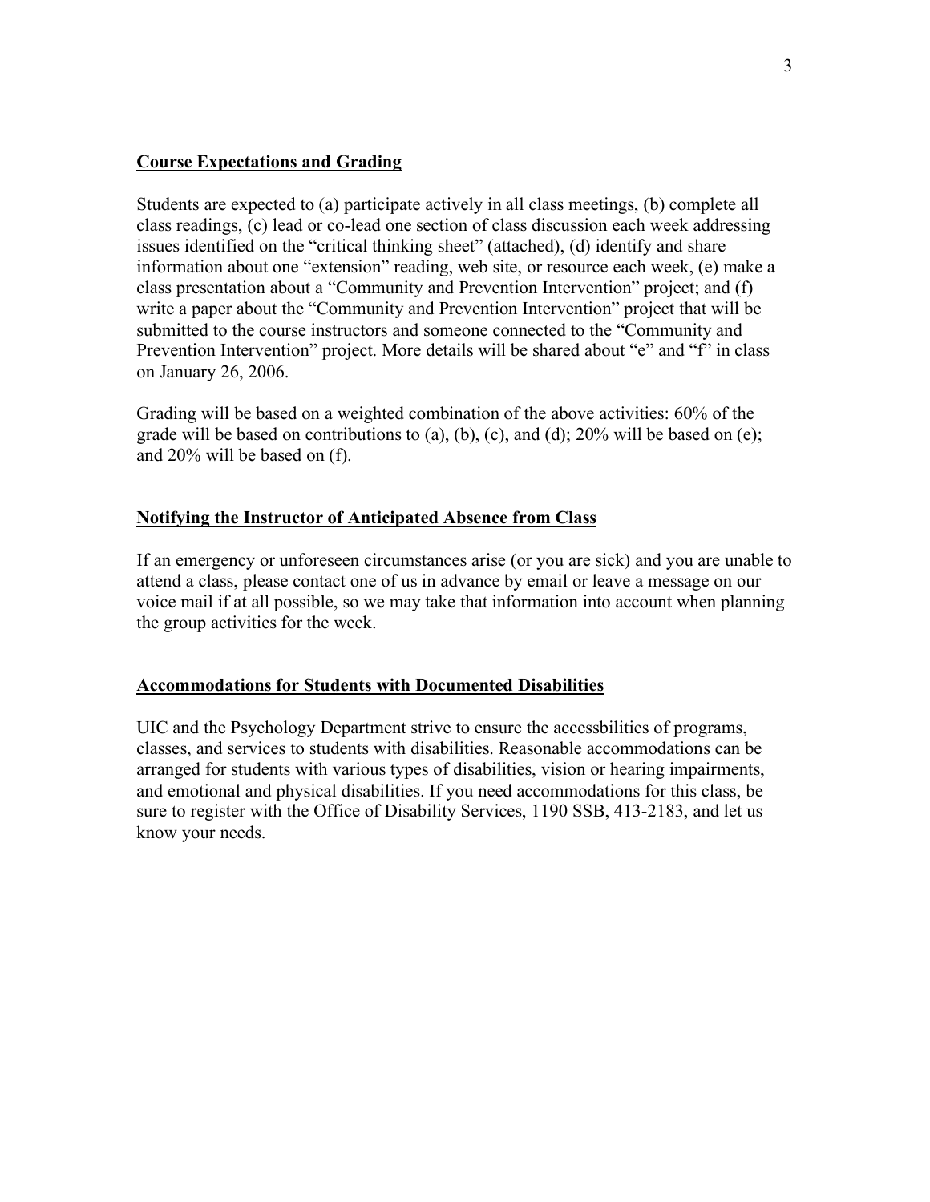## Course Expectations and Grading

Students are expected to (a) participate actively in all class meetings, (b) complete all class readings, (c) lead or co-lead one section of class discussion each week addressing issues identified on the "critical thinking sheet" (attached), (d) identify and share information about one "extension" reading, web site, or resource each week, (e) make a class presentation about a "Community and Prevention Intervention" project; and (f) write a paper about the "Community and Prevention Intervention" project that will be submitted to the course instructors and someone connected to the "Community and Prevention Intervention" project. More details will be shared about "e" and "f" in class on January 26, 2006.

Grading will be based on a weighted combination of the above activities: 60% of the grade will be based on contributions to (a), (b), (c), and (d); 20% will be based on (e); and 20% will be based on (f).

## Notifying the Instructor of Anticipated Absence from Class

If an emergency or unforeseen circumstances arise (or you are sick) and you are unable to attend a class, please contact one of us in advance by email or leave a message on our voice mail if at all possible, so we may take that information into account when planning the group activities for the week.

## Accommodations for Students with Documented Disabilities

UIC and the Psychology Department strive to ensure the accessbilities of programs, classes, and services to students with disabilities. Reasonable accommodations can be arranged for students with various types of disabilities, vision or hearing impairments, and emotional and physical disabilities. If you need accommodations for this class, be sure to register with the Office of Disability Services, 1190 SSB, 413-2183, and let us know your needs.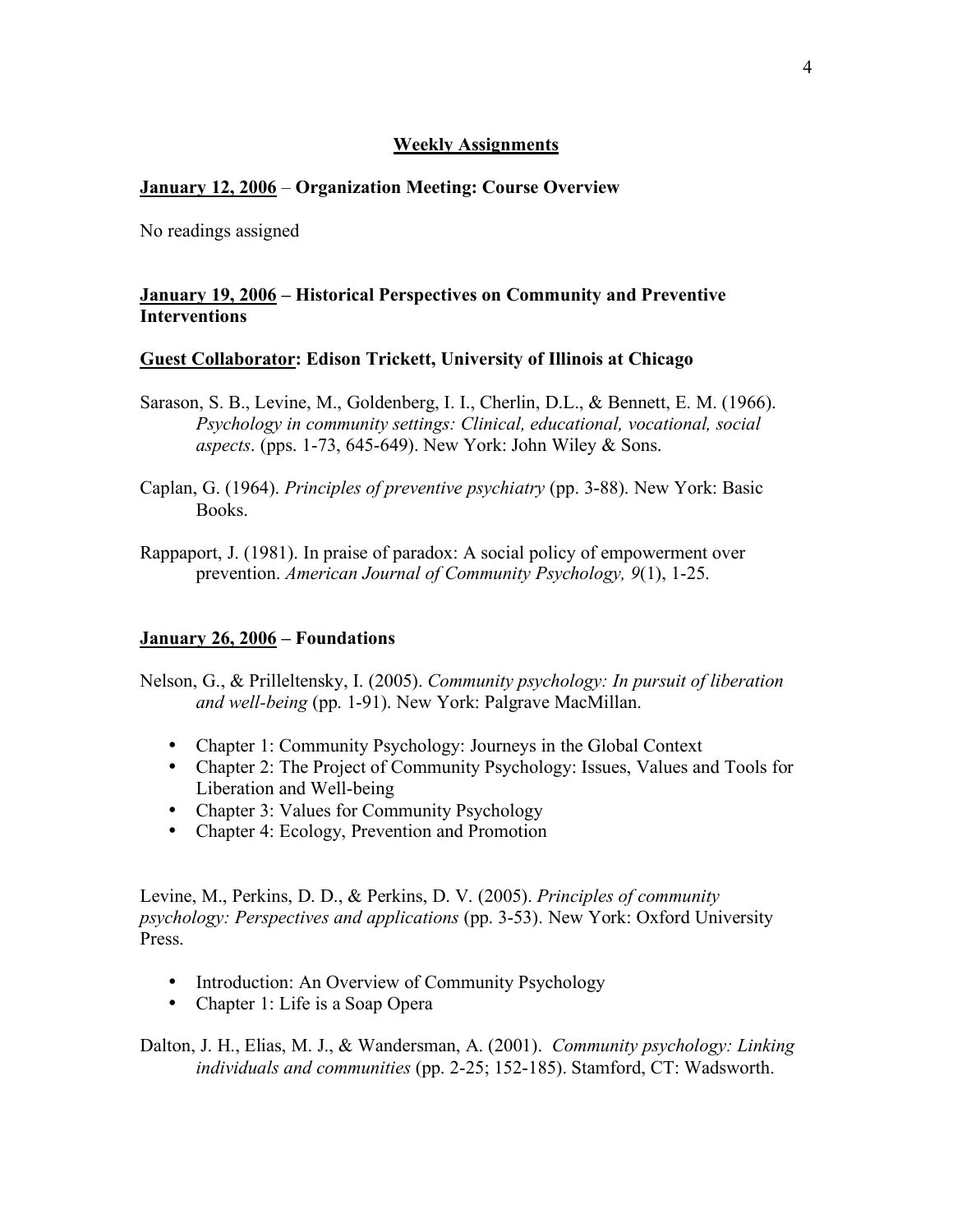## Weekly Assignments

**<u>January 12, 2006</u> – Organization Meeting: Course Overview**

No readings assigned

**<u>January 19, 2006</u> – Historical Perspectives on Community and Preventive Interventions**

**<u>Guest Collaborator</u>: Edison Trickett, University of Illinois at Chicago**

Sarason, S. B., Levine, M., Goldenberg, I. I., Cherlin, D.L., & Bennett, E. M. (1966). *Psychology in community settings: Clinical, educational, vocational, social aspects*. (pps. 1-73, 645-649). New York: John Wiley & Sons.

Caplan, G. (1964). *Principles of preventive psychiatry* (pp. 3-88). New York: Basic Books.

Rappaport, J. (1981). In praise of paradox: A social policy of empowerment over prevention. *American Journal of Community Psychology, 9*(1), 1-25.

**<u>January 26, 2006</u> – Foundations**

Nelson, G., & Prilleltensky, I. (2005). *Community psychology: In pursuit of liberation and well-being* (pp. 1-91). New York: Palgrave MacMillan.

- Chapter 1: Community Psychology: Journeys in the Global Context
- Chapter 2: The Project of Community Psychology: Issues, Values and Tools for Liberation and Well-being
- Chapter 3: Values for Community Psychology
- Chapter 4: Ecology, Prevention and Promotion

Levine, M., Perkins, D. D., & Perkins, D. V. (2005). *Principles of community psychology: Perspectives and applications* (pp. 3-53). New York: Oxford University Press.

- Introduction: An Overview of Community Psychology
- Chapter 1: Life is a Soap Opera

Dalton, J. H., Elias, M. J., & Wandersman, A. (2001). *Community psychology: Linking individuals and communities* (pp. 2-25; 152-185). Stamford, CT: Wadsworth.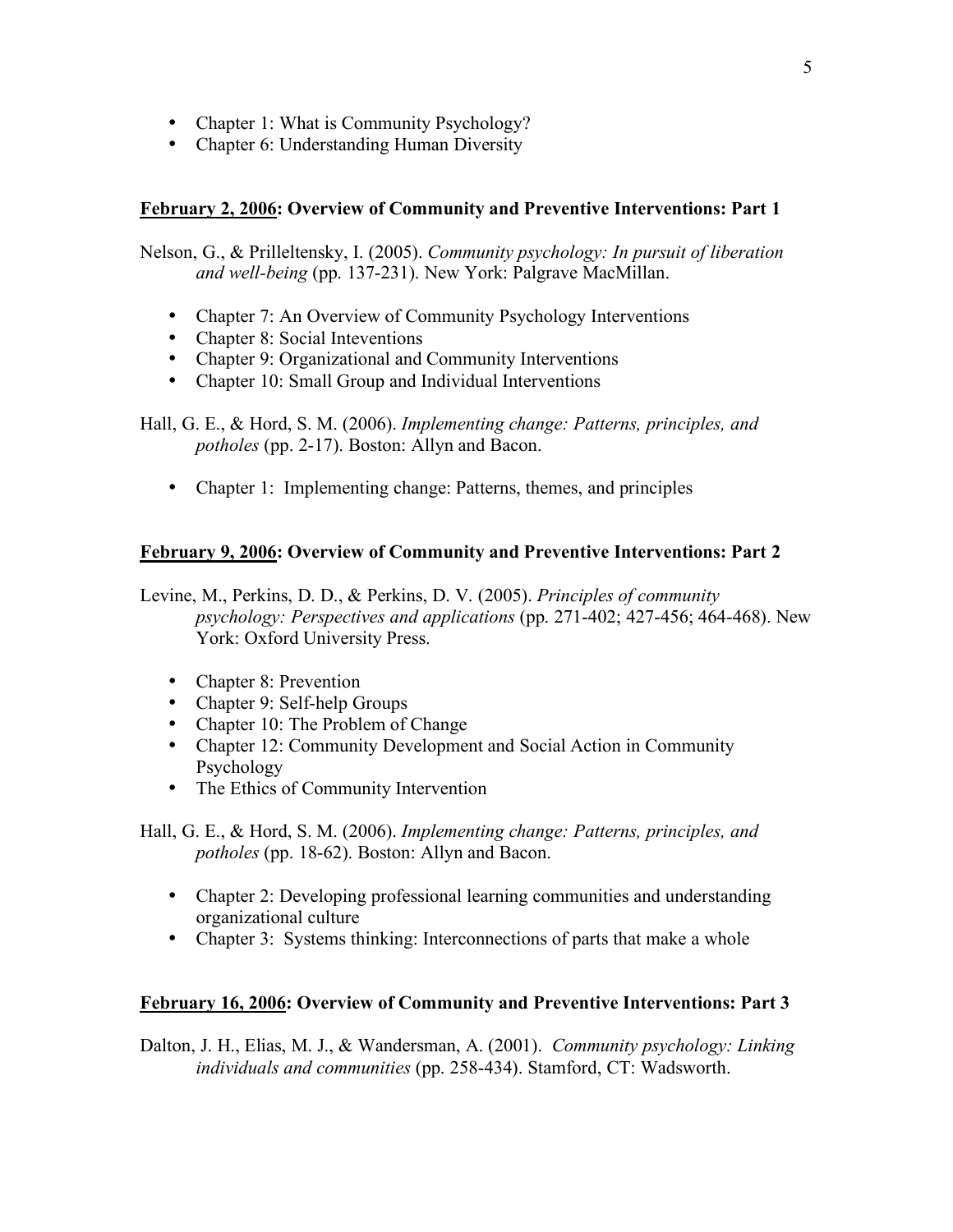- Chapter 1: What is Community Psychology?
- Chapter 6: Understanding Human Diversity

**<u>February 2, 2006</u>: Overview of Community and Preventive Interventions: Part 1**

Nelson, G., & Prilleltensky, I. (2005). *Community psychology: In pursuit of liberation and well-being* (pp. 137-231). New York: Palgrave MacMillan.

- Chapter 7: An Overview of Community Psychology Interventions
- Chapter 8: Social Inteventions
- Chapter 9: Organizational and Community Interventions
- Chapter 10: Small Group and Individual Interventions

Hall, G. E., & Hord, S. M. (2006). *Implementing change: Patterns, principles, and potholes* (pp. 2-17). Boston: Allyn and Bacon.

- Chapter 1: Implementing change: Patterns, themes, and principles

**<u>February 9, 2006</u>: Overview of Community and Preventive Interventions: Part 2**

Levine, M., Perkins, D. D., & Perkins, D. V. (2005). *Principles of community psychology: Perspectives and applications* (pp. 271-402; 427-456; 464-468). New York: Oxford University Press.

- Chapter 8: Prevention
- Chapter 9: Self-help Groups
- Chapter 10: The Problem of Change
- Chapter 12: Community Development and Social Action in Community Psychology
- The Ethics of Community Intervention

Hall, G. E., & Hord, S. M. (2006). *Implementing change: Patterns, principles, and potholes* (pp. 18-62). Boston: Allyn and Bacon.

- Chapter 2: Developing professional learning communities and understanding organizational culture
- Chapter 3: Systems thinking: Interconnections of parts that make a whole

**<u>February 16, 2006</u>: Overview of Community and Preventive Interventions: Part 3**

Dalton, J. H., Elias, M. J., & Wandersman, A. (2001). *Community psychology: Linking individuals and communities* (pp. 258-434). Stamford, CT: Wadsworth.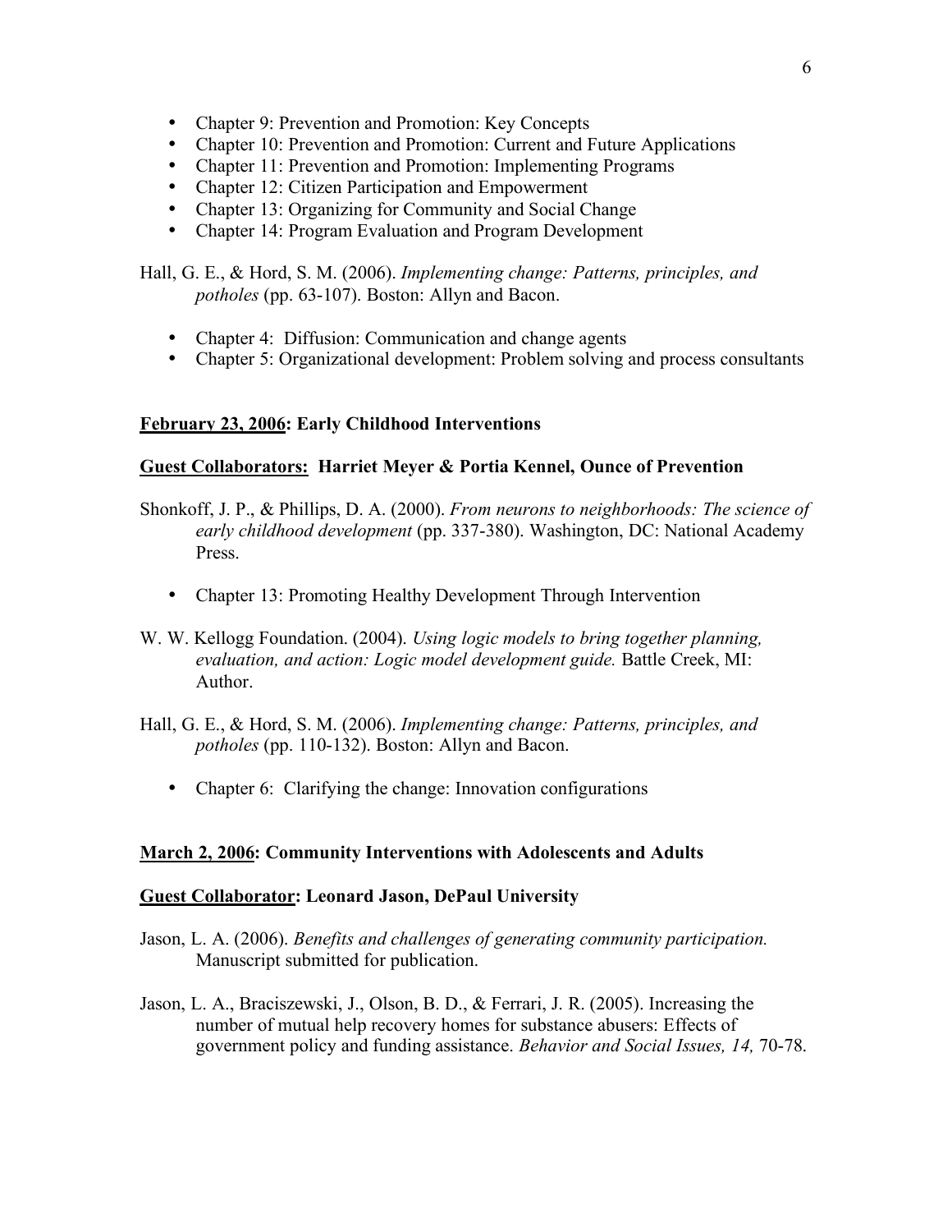- Chapter 9: Prevention and Promotion: Key Concepts
- Chapter 10: Prevention and Promotion: Current and Future Applications
- Chapter 11: Prevention and Promotion: Implementing Programs
- Chapter 12: Citizen Participation and Empowerment
- Chapter 13: Organizing for Community and Social Change
- Chapter 14: Program Evaluation and Program Development

Hall, G. E., & Hord, S. M. (2006). *Implementing change: Patterns, principles, and potholes* (pp. 63-107). Boston: Allyn and Bacon.

- Chapter 4: Diffusion: Communication and change agents
- Chapter 5: Organizational development: Problem solving and process consultants

**<u>February 23, 2006</u>: Early Childhood Interventions**

**<u>Guest Collaborators:</u> Harriet Meyer & Portia Kennel, Ounce of Prevention**

Shonkoff, J. P., & Phillips, D. A. (2000). *From neurons to neighborhoods: The science of early childhood development* (pp. 337-380). Washington, DC: National Academy Press.

- Chapter 13: Promoting Healthy Development Through Intervention

W. W. Kellogg Foundation. (2004). *Using logic models to bring together planning, evaluation, and action: Logic model development guide.* Battle Creek, MI: Author.

Hall, G. E., & Hord, S. M. (2006). *Implementing change: Patterns, principles, and potholes* (pp. 110-132). Boston: Allyn and Bacon.

- Chapter 6: Clarifying the change: Innovation configurations

**<u>March 2, 2006</u>: Community Interventions with Adolescents and Adults**

**<u>Guest Collaborator</u>: Leonard Jason, DePaul University**

Jason, L. A. (2006). *Benefits and challenges of generating community participation.* Manuscript submitted for publication.

Jason, L. A., Braciszewski, J., Olson, B. D., & Ferrari, J. R. (2005). Increasing the number of mutual help recovery homes for substance abusers: Effects of government policy and funding assistance. *Behavior and Social Issues, 14,* 70-78.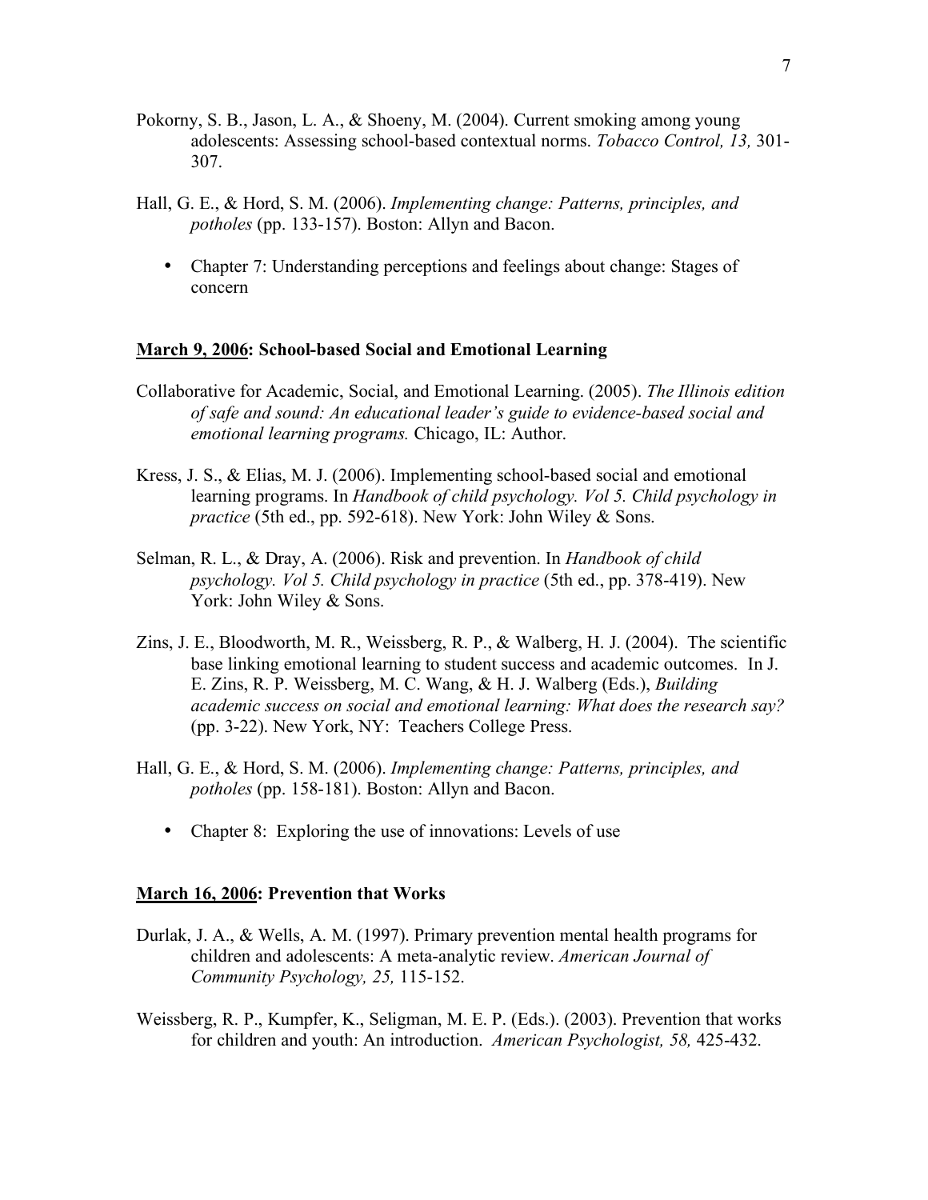Pokorny, S. B., Jason, L. A., & Shoeny, M. (2004). Current smoking among young adolescents: Assessing school-based contextual norms. *Tobacco Control, 13,* 301-307.

Hall, G. E., & Hord, S. M. (2006). *Implementing change: Patterns, principles, and potholes* (pp. 133-157). Boston: Allyn and Bacon.

- Chapter 7: Understanding perceptions and feelings about change: Stages of concern

**March 9, 2006: School-based Social and Emotional Learning**

Collaborative for Academic, Social, and Emotional Learning. (2005). *The Illinois edition of safe and sound: An educational leader's guide to evidence-based social and emotional learning programs.* Chicago, IL: Author.

Kress, J. S., & Elias, M. J. (2006). Implementing school-based social and emotional learning programs. In *Handbook of child psychology. Vol 5. Child psychology in practice* (5th ed., pp. 592-618). New York: John Wiley & Sons.

Selman, R. L., & Dray, A. (2006). Risk and prevention. In *Handbook of child psychology. Vol 5. Child psychology in practice* (5th ed., pp. 378-419). New York: John Wiley & Sons.

Zins, J. E., Bloodworth, M. R., Weissberg, R. P., & Walberg, H. J. (2004). The scientific base linking emotional learning to student success and academic outcomes. In J. E. Zins, R. P. Weissberg, M. C. Wang, & H. J. Walberg (Eds.), *Building academic success on social and emotional learning: What does the research say?* (pp. 3-22). New York, NY: Teachers College Press.

Hall, G. E., & Hord, S. M. (2006). *Implementing change: Patterns, principles, and potholes* (pp. 158-181). Boston: Allyn and Bacon.

- Chapter 8: Exploring the use of innovations: Levels of use

**March 16, 2006: Prevention that Works**

Durlak, J. A., & Wells, A. M. (1997). Primary prevention mental health programs for children and adolescents: A meta-analytic review. *American Journal of Community Psychology, 25,* 115-152.

Weissberg, R. P., Kumpfer, K., Seligman, M. E. P. (Eds.). (2003). Prevention that works for children and youth: An introduction. *American Psychologist, 58,* 425-432.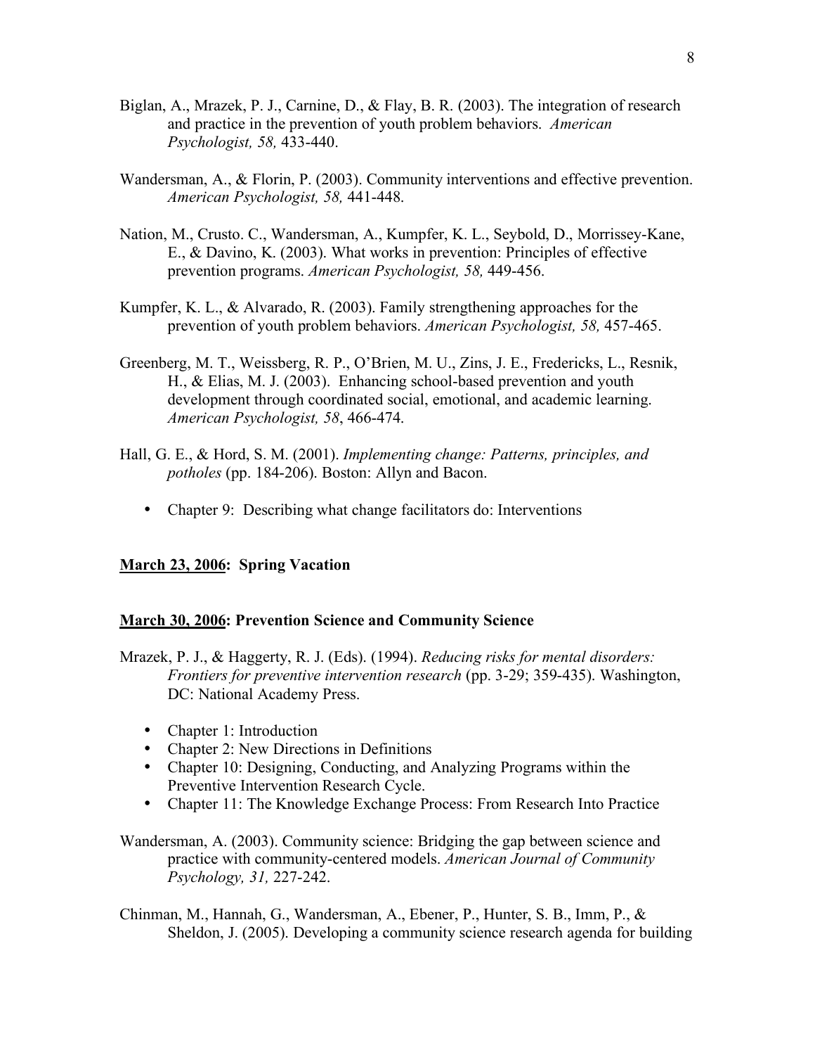Biglan, A., Mrazek, P. J., Carnine, D., & Flay, B. R. (2003). The integration of research and practice in the prevention of youth problem behaviors. *American Psychologist, 58,* 433-440.

Wandersman, A., & Florin, P. (2003). Community interventions and effective prevention. *American Psychologist, 58,* 441-448.

Nation, M., Crusto. C., Wandersman, A., Kumpfer, K. L., Seybold, D., Morrissey-Kane, E., & Davino, K. (2003). What works in prevention: Principles of effective prevention programs. *American Psychologist, 58,* 449-456.

Kumpfer, K. L., & Alvarado, R. (2003). Family strengthening approaches for the prevention of youth problem behaviors. *American Psychologist, 58,* 457-465.

Greenberg, M. T., Weissberg, R. P., O'Brien, M. U., Zins, J. E., Fredericks, L., Resnik, H., & Elias, M. J. (2003). Enhancing school-based prevention and youth development through coordinated social, emotional, and academic learning. *American Psychologist, 58*, 466-474.

Hall, G. E., & Hord, S. M. (2001). *Implementing change: Patterns, principles, and potholes* (pp. 184-206). Boston: Allyn and Bacon.

- Chapter 9: Describing what change facilitators do: Interventions

**March 23, 2006: Spring Vacation**

**March 30, 2006: Prevention Science and Community Science**

Mrazek, P. J., & Haggerty, R. J. (Eds). (1994). *Reducing risks for mental disorders: Frontiers for preventive intervention research* (pp. 3-29; 359-435). Washington, DC: National Academy Press.

- Chapter 1: Introduction
- Chapter 2: New Directions in Definitions
- Chapter 10: Designing, Conducting, and Analyzing Programs within the Preventive Intervention Research Cycle.
- Chapter 11: The Knowledge Exchange Process: From Research Into Practice

Wandersman, A. (2003). Community science: Bridging the gap between science and practice with community-centered models. *American Journal of Community Psychology, 31,* 227-242.

Chinman, M., Hannah, G., Wandersman, A., Ebener, P., Hunter, S. B., Imm, P., & Sheldon, J. (2005). Developing a community science research agenda for building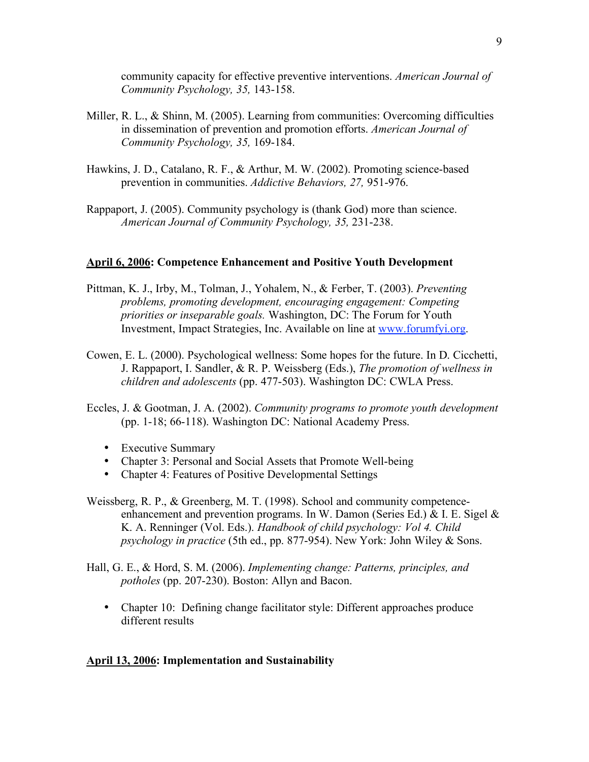community capacity for effective preventive interventions. *American Journal of Community Psychology, 35,* 143-158.

Miller, R. L., & Shinn, M. (2005). Learning from communities: Overcoming difficulties in dissemination of prevention and promotion efforts. *American Journal of Community Psychology, 35,* 169-184.

Hawkins, J. D., Catalano, R. F., & Arthur, M. W. (2002). Promoting science-based prevention in communities. *Addictive Behaviors, 27,* 951-976.

Rappaport, J. (2005). Community psychology is (thank God) more than science. *American Journal of Community Psychology, 35,* 231-238.

**<u>April 6, 2006</u>: Competence Enhancement and Positive Youth Development**

Pittman, K. J., Irby, M., Tolman, J., Yohalem, N., & Ferber, T. (2003). *Preventing problems, promoting development, encouraging engagement: Competing priorities or inseparable goals.* Washington, DC: The Forum for Youth Investment, Impact Strategies, Inc. Available on line at [www.forumfyi.org](www.forumfyi.org).

Cowen, E. L. (2000). Psychological wellness: Some hopes for the future. In D. Cicchetti, J. Rappaport, I. Sandler, & R. P. Weissberg (Eds.), *The promotion of wellness in children and adolescents* (pp. 477-503). Washington DC: CWLA Press.

Eccles, J. & Gootman, J. A. (2002). *Community programs to promote youth development* (pp. 1-18; 66-118). Washington DC: National Academy Press.

- Executive Summary
- Chapter 3: Personal and Social Assets that Promote Well-being
- Chapter 4: Features of Positive Developmental Settings

Weissberg, R. P., & Greenberg, M. T. (1998). School and community competence-enhancement and prevention programs. In W. Damon (Series Ed.) & I. E. Sigel & K. A. Renninger (Vol. Eds.). *Handbook of child psychology: Vol 4. Child psychology in practice* (5th ed., pp. 877-954). New York: John Wiley & Sons.

Hall, G. E., & Hord, S. M. (2006). *Implementing change: Patterns, principles, and potholes* (pp. 207-230). Boston: Allyn and Bacon.

- Chapter 10: Defining change facilitator style: Different approaches produce different results

**<u>April 13, 2006</u>: Implementation and Sustainability**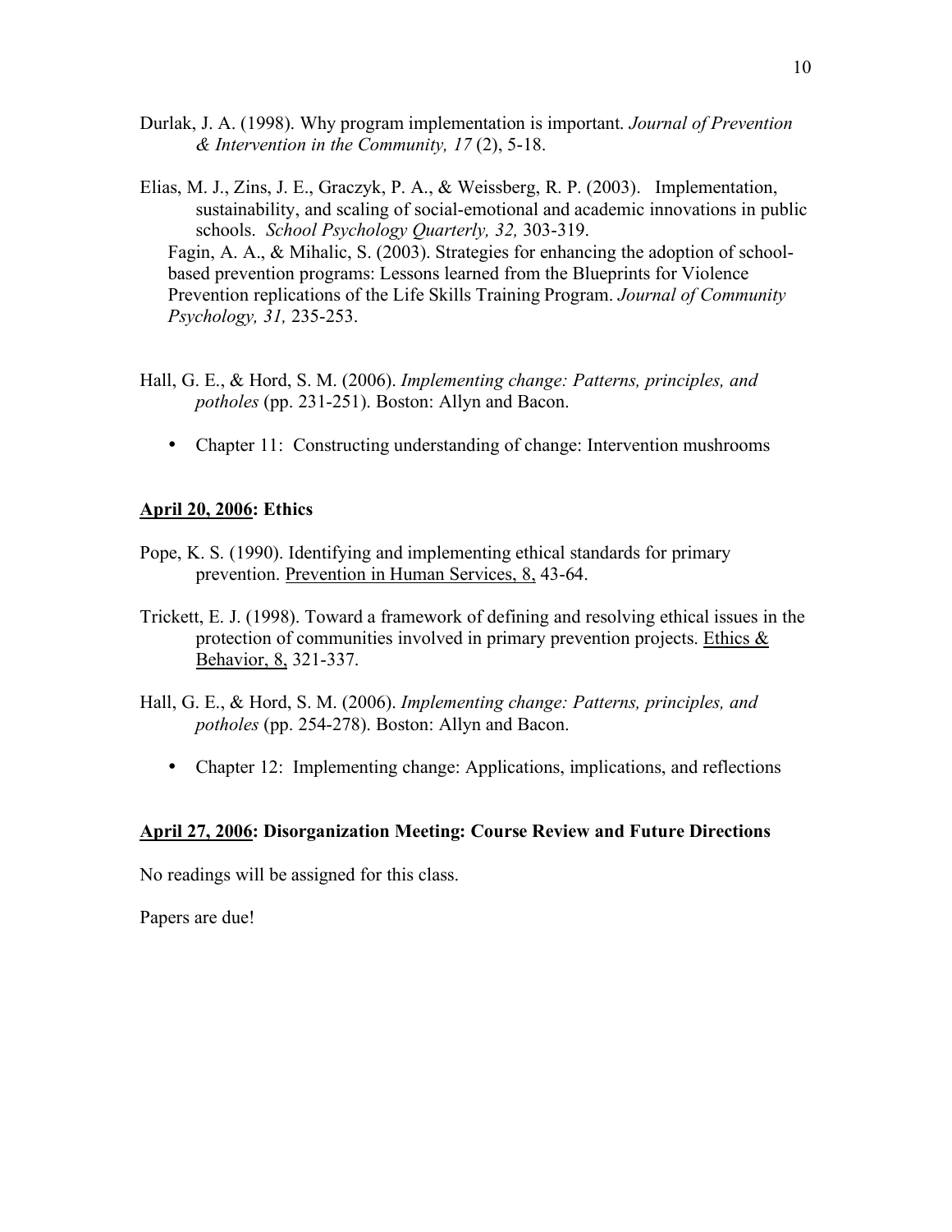Durlak, J. A. (1998). Why program implementation is important. *Journal of Prevention & Intervention in the Community, 17* (2), 5-18.

Elias, M. J., Zins, J. E., Graczyk, P. A., & Weissberg, R. P. (2003). Implementation, sustainability, and scaling of social-emotional and academic innovations in public schools. *School Psychology Quarterly, 32,* 303-319.

Fagin, A. A., & Mihalic, S. (2003). Strategies for enhancing the adoption of school-based prevention programs: Lessons learned from the Blueprints for Violence Prevention replications of the Life Skills Training Program. *Journal of Community Psychology, 31,* 235-253.

Hall, G. E., & Hord, S. M. (2006). *Implementing change: Patterns, principles, and potholes* (pp. 231-251). Boston: Allyn and Bacon.

- Chapter 11: Constructing understanding of change: Intervention mushrooms

**<u>April 20, 2006</u>: Ethics**

Pope, K. S. (1990). Identifying and implementing ethical standards for primary prevention. <u>Prevention in Human Services, 8,</u> 43-64.

Trickett, E. J. (1998). Toward a framework of defining and resolving ethical issues in the protection of communities involved in primary prevention projects. <u>Ethics & Behavior, 8,</u> 321-337.

Hall, G. E., & Hord, S. M. (2006). *Implementing change: Patterns, principles, and potholes* (pp. 254-278). Boston: Allyn and Bacon.

- Chapter 12: Implementing change: Applications, implications, and reflections

**<u>April 27, 2006</u>: Disorganization Meeting: Course Review and Future Directions**

No readings will be assigned for this class.

Papers are due!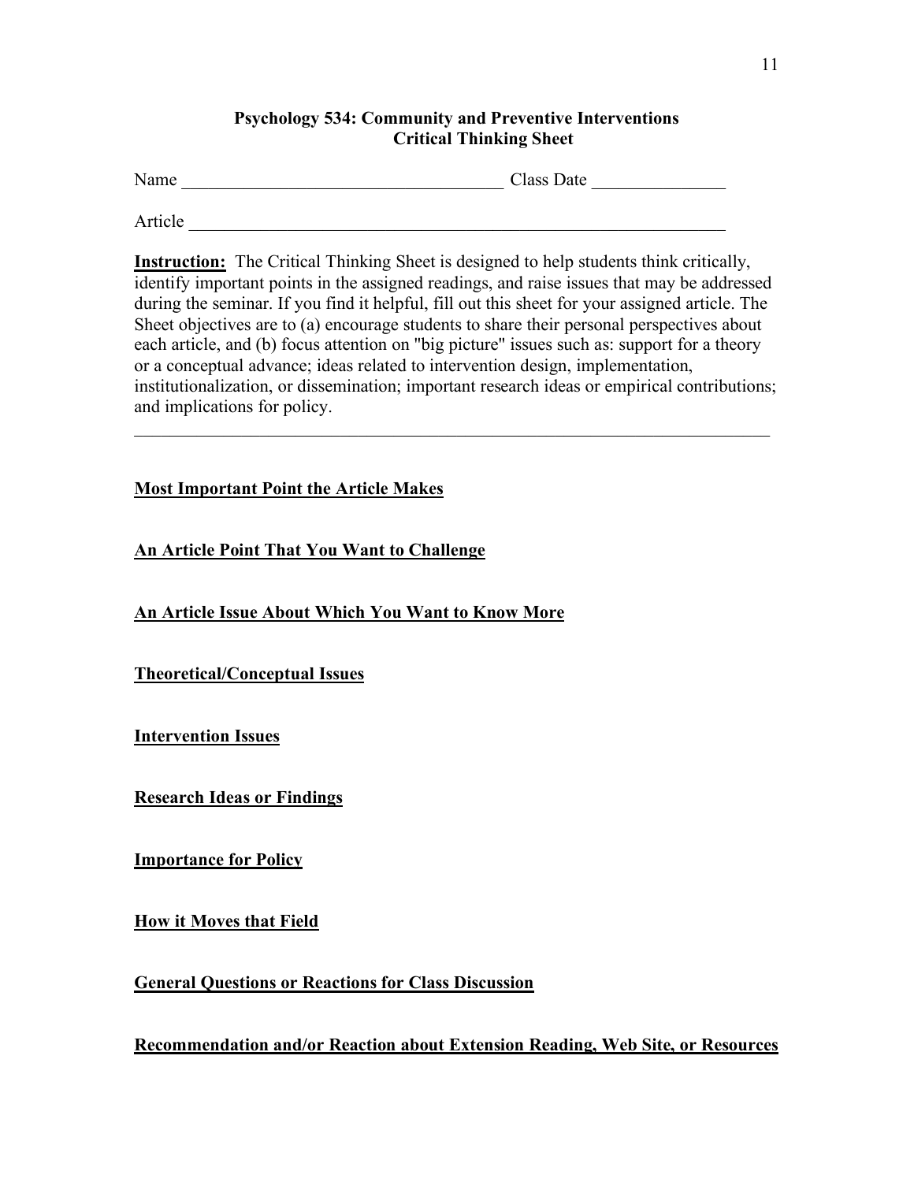**Psychology 534: Community and Preventive Interventions**
**Critical Thinking Sheet**

Name ____________________________________ Class Date _______________

Article ____________________________________________________________

**Instruction:** The Critical Thinking Sheet is designed to help students think critically, identify important points in the assigned readings, and raise issues that may be addressed during the seminar. If you find it helpful, fill out this sheet for your assigned article. The Sheet objectives are to (a) encourage students to share their personal perspectives about each article, and (b) focus attention on "big picture" issues such as: support for a theory or a conceptual advance; ideas related to intervention design, implementation, institutionalization, or dissemination; important research ideas or empirical contributions; and implications for policy.

---

**Most Important Point the Article Makes**

**An Article Point That You Want to Challenge**

**An Article Issue About Which You Want to Know More**

**Theoretical/Conceptual Issues**

**Intervention Issues**

**Research Ideas or Findings**

**Importance for Policy**

**How it Moves that Field**

**General Questions or Reactions for Class Discussion**

**Recommendation and/or Reaction about Extension Reading, Web Site, or Resources**